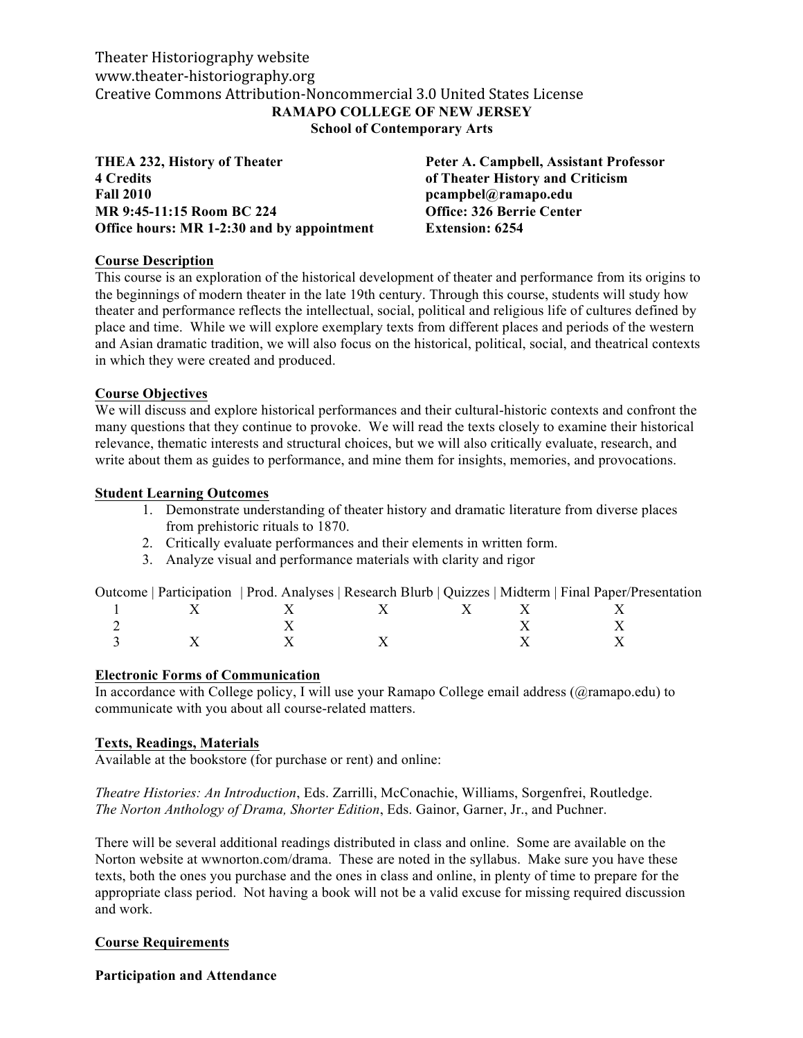Theater Historiography website
www.theater-historiography.org
Creative Commons Attribution-Noncommercial 3.0 United States License

**RAMAPO COLLEGE OF NEW JERSEY**
**School of Contemporary Arts**

**THEA 232, History of Theater**
**4 Credits**
**Fall 2010**
**MR 9:45-11:15 Room BC 224**
**Office hours: MR 1-2:30 and by appointment**

**Peter A. Campbell, Assistant Professor of Theater History and Criticism**
**pcampbel@ramapo.edu**
**Office: 326 Berrie Center**
**Extension: 6254**

## Course Description

This course is an exploration of the historical development of theater and performance from its origins to the beginnings of modern theater in the late 19th century. Through this course, students will study how theater and performance reflects the intellectual, social, political and religious life of cultures defined by place and time. While we will explore exemplary texts from different places and periods of the western and Asian dramatic tradition, we will also focus on the historical, political, social, and theatrical contexts in which they were created and produced.

## Course Objectives

We will discuss and explore historical performances and their cultural-historic contexts and confront the many questions that they continue to provoke. We will read the texts closely to examine their historical relevance, thematic interests and structural choices, but we will also critically evaluate, research, and write about them as guides to performance, and mine them for insights, memories, and provocations.

## Student Learning Outcomes

1. Demonstrate understanding of theater history and dramatic literature from diverse places from prehistoric rituals to 1870.
2. Critically evaluate performances and their elements in written form.
3. Analyze visual and performance materials with clarity and rigor

| Outcome | Participation | Prod. Analyses | Research Blurb | Quizzes | Midterm | Final Paper/Presentation |
|---|---|---|---|---|---|---|
| 1 | X | X | X | X | X | X |
| 2 | | X | | | X | X |
| 3 | X | X | X | | X | X |

## Electronic Forms of Communication

In accordance with College policy, I will use your Ramapo College email address (@ramapo.edu) to communicate with you about all course-related matters.

## Texts, Readings, Materials

Available at the bookstore (for purchase or rent) and online:

*Theatre Histories: An Introduction*, Eds. Zarrilli, McConachie, Williams, Sorgenfrei, Routledge.
*The Norton Anthology of Drama, Shorter Edition*, Eds. Gainor, Garner, Jr., and Puchner.

There will be several additional readings distributed in class and online. Some are available on the Norton website at wwnorton.com/drama. These are noted in the syllabus. Make sure you have these texts, both the ones you purchase and the ones in class and online, in plenty of time to prepare for the appropriate class period. Not having a book will not be a valid excuse for missing required discussion and work.

## Course Requirements

### Participation and Attendance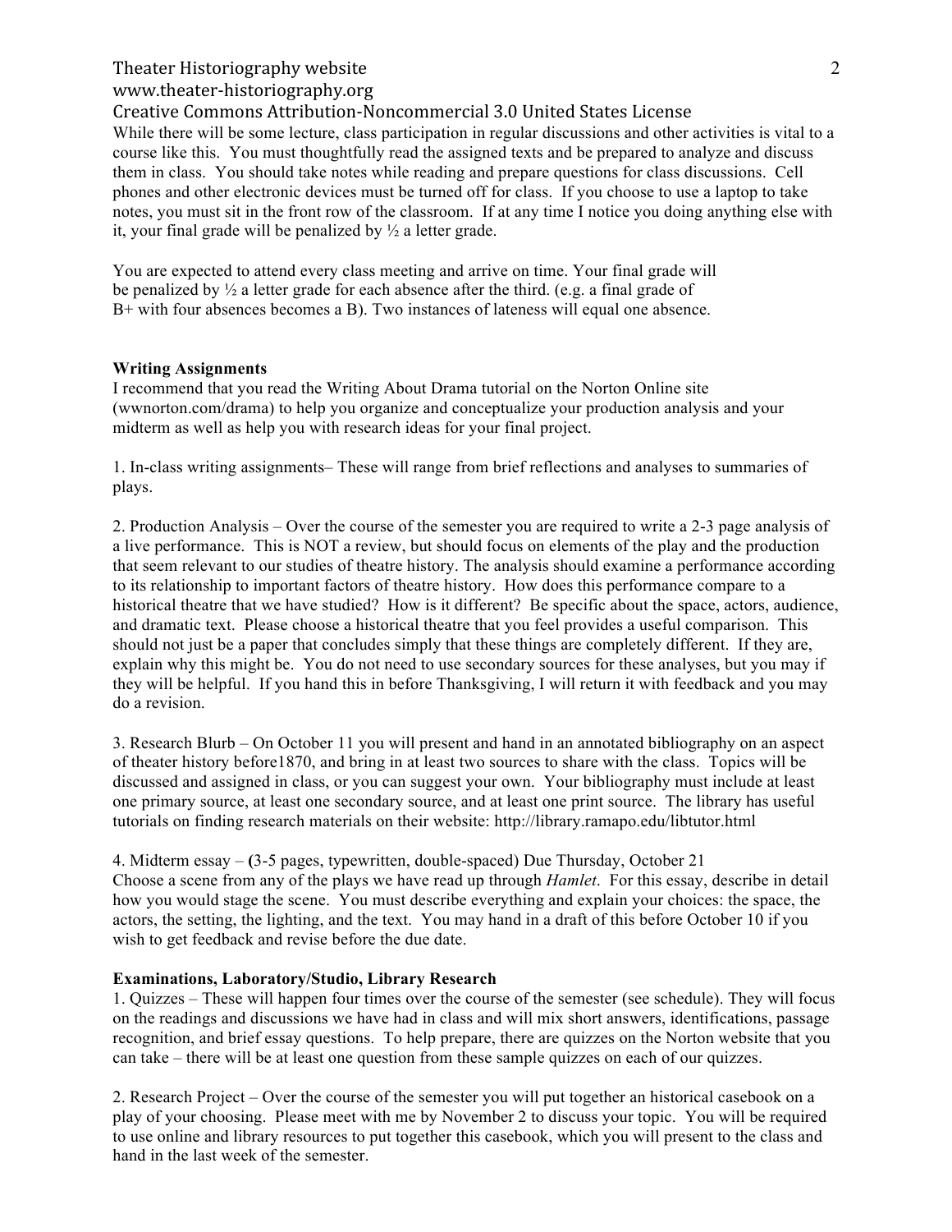While there will be some lecture, class participation in regular discussions and other activities is vital to a course like this. You must thoughtfully read the assigned texts and be prepared to analyze and discuss them in class. You should take notes while reading and prepare questions for class discussions. Cell phones and other electronic devices must be turned off for class. If you choose to use a laptop to take notes, you must sit in the front row of the classroom. If at any time I notice you doing anything else with it, your final grade will be penalized by ½ a letter grade.

You are expected to attend every class meeting and arrive on time. Your final grade will be penalized by ½ a letter grade for each absence after the third. (e.g. a final grade of B+ with four absences becomes a B). Two instances of lateness will equal one absence.

**Writing Assignments**

I recommend that you read the Writing About Drama tutorial on the Norton Online site (wwnorton.com/drama) to help you organize and conceptualize your production analysis and your midterm as well as help you with research ideas for your final project.

1. In-class writing assignments– These will range from brief reflections and analyses to summaries of plays.

2. Production Analysis – Over the course of the semester you are required to write a 2-3 page analysis of a live performance. This is NOT a review, but should focus on elements of the play and the production that seem relevant to our studies of theatre history. The analysis should examine a performance according to its relationship to important factors of theatre history. How does this performance compare to a historical theatre that we have studied? How is it different? Be specific about the space, actors, audience, and dramatic text. Please choose a historical theatre that you feel provides a useful comparison. This should not just be a paper that concludes simply that these things are completely different. If they are, explain why this might be. You do not need to use secondary sources for these analyses, but you may if they will be helpful. If you hand this in before Thanksgiving, I will return it with feedback and you may do a revision.

3. Research Blurb – On October 11 you will present and hand in an annotated bibliography on an aspect of theater history before1870, and bring in at least two sources to share with the class. Topics will be discussed and assigned in class, or you can suggest your own. Your bibliography must include at least one primary source, at least one secondary source, and at least one print source. The library has useful tutorials on finding research materials on their website: http://library.ramapo.edu/libtutor.html

4. Midterm essay – **(**3-5 pages, typewritten, double-spaced) Due Thursday, October 21
Choose a scene from any of the plays we have read up through *Hamlet*. For this essay, describe in detail how you would stage the scene. You must describe everything and explain your choices: the space, the actors, the setting, the lighting, and the text. You may hand in a draft of this before October 10 if you wish to get feedback and revise before the due date.

**Examinations, Laboratory/Studio, Library Research**

1. Quizzes – These will happen four times over the course of the semester (see schedule). They will focus on the readings and discussions we have had in class and will mix short answers, identifications, passage recognition, and brief essay questions. To help prepare, there are quizzes on the Norton website that you can take – there will be at least one question from these sample quizzes on each of our quizzes.

2. Research Project – Over the course of the semester you will put together an historical casebook on a play of your choosing. Please meet with me by November 2 to discuss your topic. You will be required to use online and library resources to put together this casebook, which you will present to the class and hand in the last week of the semester.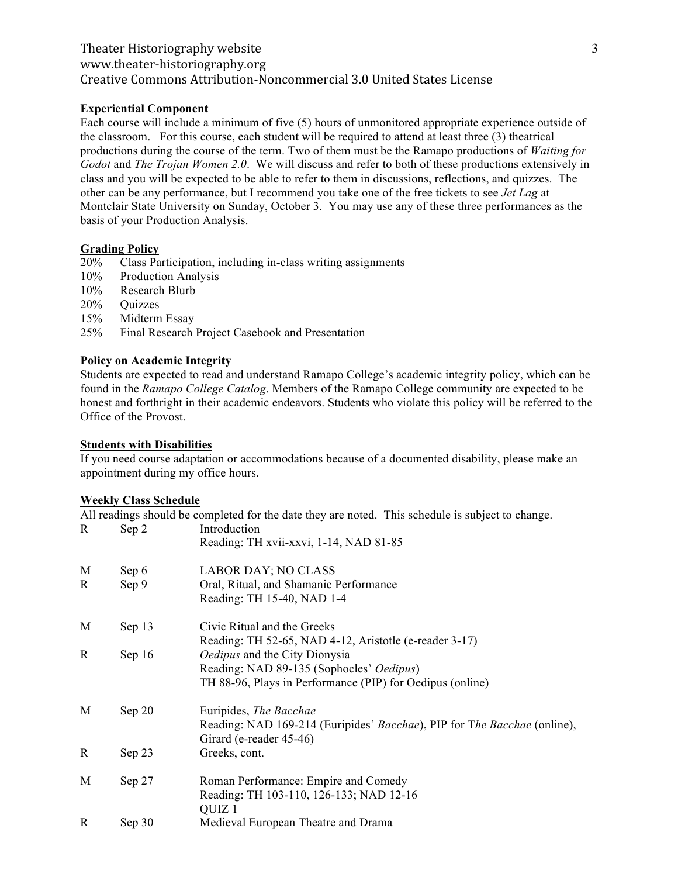**Experiential Component**

Each course will include a minimum of five (5) hours of unmonitored appropriate experience outside of the classroom. For this course, each student will be required to attend at least three (3) theatrical productions during the course of the term. Two of them must be the Ramapo productions of *Waiting for Godot* and *The Trojan Women 2.0*. We will discuss and refer to both of these productions extensively in class and you will be expected to be able to refer to them in discussions, reflections, and quizzes. The other can be any performance, but I recommend you take one of the free tickets to see *Jet Lag* at Montclair State University on Sunday, October 3. You may use any of these three performances as the basis of your Production Analysis.

**Grading Policy**

| | |
|---|---|
| 20% | Class Participation, including in-class writing assignments |
| 10% | Production Analysis |
| 10% | Research Blurb |
| 20% | Quizzes |
| 15% | Midterm Essay |
| 25% | Final Research Project Casebook and Presentation |

**Policy on Academic Integrity**

Students are expected to read and understand Ramapo College's academic integrity policy, which can be found in the *Ramapo College Catalog*. Members of the Ramapo College community are expected to be honest and forthright in their academic endeavors. Students who violate this policy will be referred to the Office of the Provost.

**Students with Disabilities**

If you need course adaptation or accommodations because of a documented disability, please make an appointment during my office hours.

**Weekly Class Schedule**

All readings should be completed for the date they are noted. This schedule is subject to change.

| | | |
|---|---|---|
| R | Sep 2 | Introduction<br>Reading: TH xvii-xxvi, 1-14, NAD 81-85 |
| M | Sep 6 | LABOR DAY; NO CLASS |
| R | Sep 9 | Oral, Ritual, and Shamanic Performance<br>Reading: TH 15-40, NAD 1-4 |
| M | Sep 13 | Civic Ritual and the Greeks<br>Reading: TH 52-65, NAD 4-12, Aristotle (e-reader 3-17) |
| R | Sep 16 | *Oedipus* and the City Dionysia<br>Reading: NAD 89-135 (Sophocles' *Oedipus*)<br>TH 88-96, Plays in Performance (PIP) for Oedipus (online) |
| M | Sep 20 | Euripides, *The Bacchae*<br>Reading: NAD 169-214 (Euripides' *Bacchae*), PIP for T*he Bacchae* (online), Girard (e-reader 45-46) |
| R | Sep 23 | Greeks, cont. |
| M | Sep 27 | Roman Performance: Empire and Comedy<br>Reading: TH 103-110, 126-133; NAD 12-16<br>QUIZ 1 |
| R | Sep 30 | Medieval European Theatre and Drama |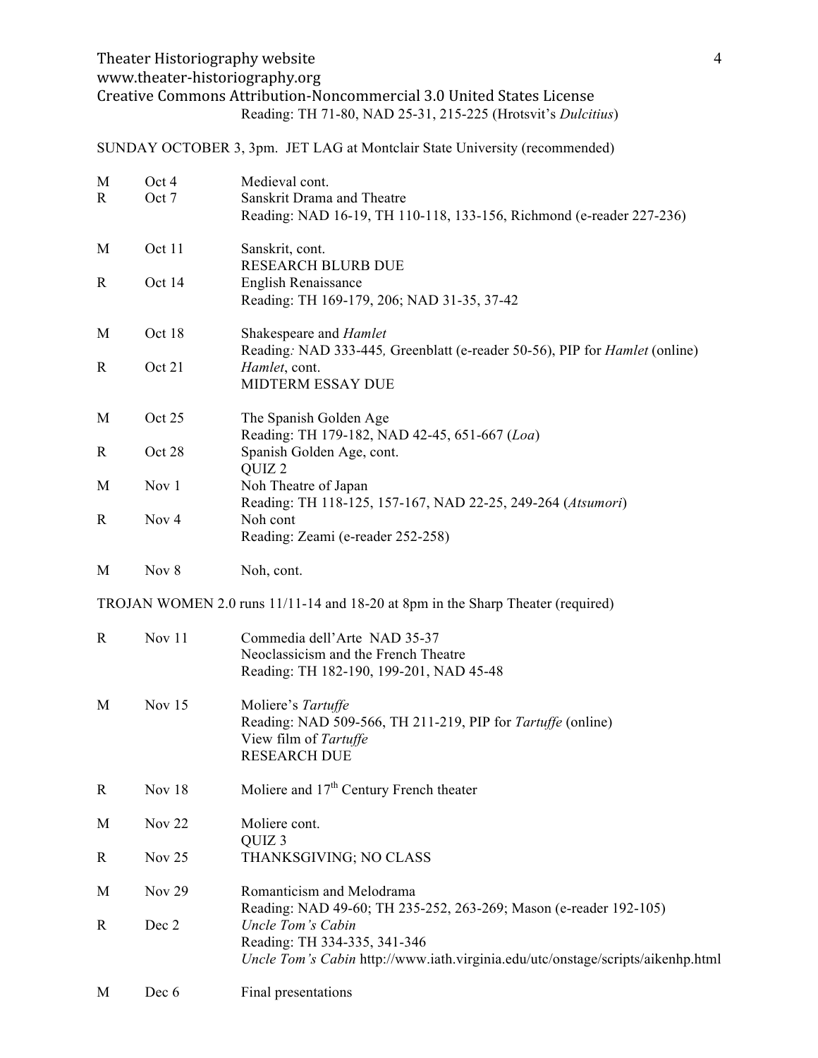Reading: TH 71-80, NAD 25-31, 215-225 (Hrotsvit's *Dulcitius*)

SUNDAY OCTOBER 3, 3pm. JET LAG at Montclair State University (recommended)

| | | |
|---|---|---|
| M | Oct 4 | Medieval cont. |
| R | Oct 7 | Sanskrit Drama and Theatre<br>Reading: NAD 16-19, TH 110-118, 133-156, Richmond (e-reader 227-236) |
| M | Oct 11 | Sanskrit, cont.<br>RESEARCH BLURB DUE |
| R | Oct 14 | English Renaissance<br>Reading: TH 169-179, 206; NAD 31-35, 37-42 |
| M | Oct 18 | Shakespeare and *Hamlet*<br>Reading*:* NAD 333-445*,* Greenblatt (e-reader 50-56), PIP for *Hamlet* (online) |
| R | Oct 21 | *Hamlet*, cont.<br>MIDTERM ESSAY DUE |
| M | Oct 25 | The Spanish Golden Age<br>Reading: TH 179-182, NAD 42-45, 651-667 (*Loa*) |
| R | Oct 28 | Spanish Golden Age, cont.<br>QUIZ 2 |
| M | Nov 1 | Noh Theatre of Japan<br>Reading: TH 118-125, 157-167, NAD 22-25, 249-264 (*Atsumori*) |
| R | Nov 4 | Noh cont<br>Reading: Zeami (e-reader 252-258) |
| M | Nov 8 | Noh, cont. |

TROJAN WOMEN 2.0 runs 11/11-14 and 18-20 at 8pm in the Sharp Theater (required)

| | | |
|---|---|---|
| R | Nov 11 | Commedia dell'Arte NAD 35-37<br>Neoclassicism and the French Theatre<br>Reading: TH 182-190, 199-201, NAD 45-48 |
| M | Nov 15 | Moliere's *Tartuffe*<br>Reading: NAD 509-566, TH 211-219, PIP for *Tartuffe* (online)<br>View film of *Tartuffe*<br>RESEARCH DUE |
| R | Nov 18 | Moliere and 17th Century French theater |
| M | Nov 22 | Moliere cont.<br>QUIZ 3 |
| R | Nov 25 | THANKSGIVING; NO CLASS |
| M | Nov 29 | Romanticism and Melodrama<br>Reading: NAD 49-60; TH 235-252, 263-269; Mason (e-reader 192-105) |
| R | Dec 2 | *Uncle Tom's Cabin*<br>Reading: TH 334-335, 341-346<br>*Uncle Tom's Cabin* http://www.iath.virginia.edu/utc/onstage/scripts/aikenhp.html |
| M | Dec 6 | Final presentations |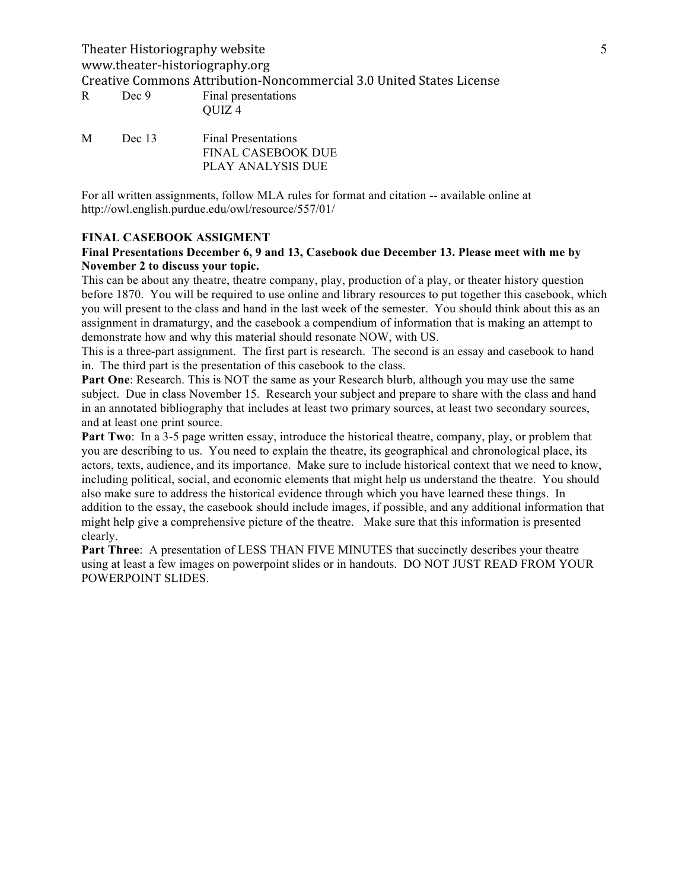| | | |
|---|---|---|
| R | Dec 9 | Final presentations<br>QUIZ 4 |
| M | Dec 13 | Final Presentations<br>FINAL CASEBOOK DUE<br>PLAY ANALYSIS DUE |

For all written assignments, follow MLA rules for format and citation -- available online at http://owl.english.purdue.edu/owl/resource/557/01/

**FINAL CASEBOOK ASSIGMENT**

**Final Presentations December 6, 9 and 13, Casebook due December 13. Please meet with me by November 2 to discuss your topic.**

This can be about any theatre, theatre company, play, production of a play, or theater history question before 1870. You will be required to use online and library resources to put together this casebook, which you will present to the class and hand in the last week of the semester. You should think about this as an assignment in dramaturgy, and the casebook a compendium of information that is making an attempt to demonstrate how and why this material should resonate NOW, with US.

This is a three-part assignment. The first part is research. The second is an essay and casebook to hand in. The third part is the presentation of this casebook to the class.

**Part One**: Research. This is NOT the same as your Research blurb, although you may use the same subject. Due in class November 15. Research your subject and prepare to share with the class and hand in an annotated bibliography that includes at least two primary sources, at least two secondary sources, and at least one print source.

**Part Two**: In a 3-5 page written essay, introduce the historical theatre, company, play, or problem that you are describing to us. You need to explain the theatre, its geographical and chronological place, its actors, texts, audience, and its importance. Make sure to include historical context that we need to know, including political, social, and economic elements that might help us understand the theatre. You should also make sure to address the historical evidence through which you have learned these things. In addition to the essay, the casebook should include images, if possible, and any additional information that might help give a comprehensive picture of the theatre. Make sure that this information is presented clearly.

**Part Three**: A presentation of LESS THAN FIVE MINUTES that succinctly describes your theatre using at least a few images on powerpoint slides or in handouts. DO NOT JUST READ FROM YOUR POWERPOINT SLIDES.